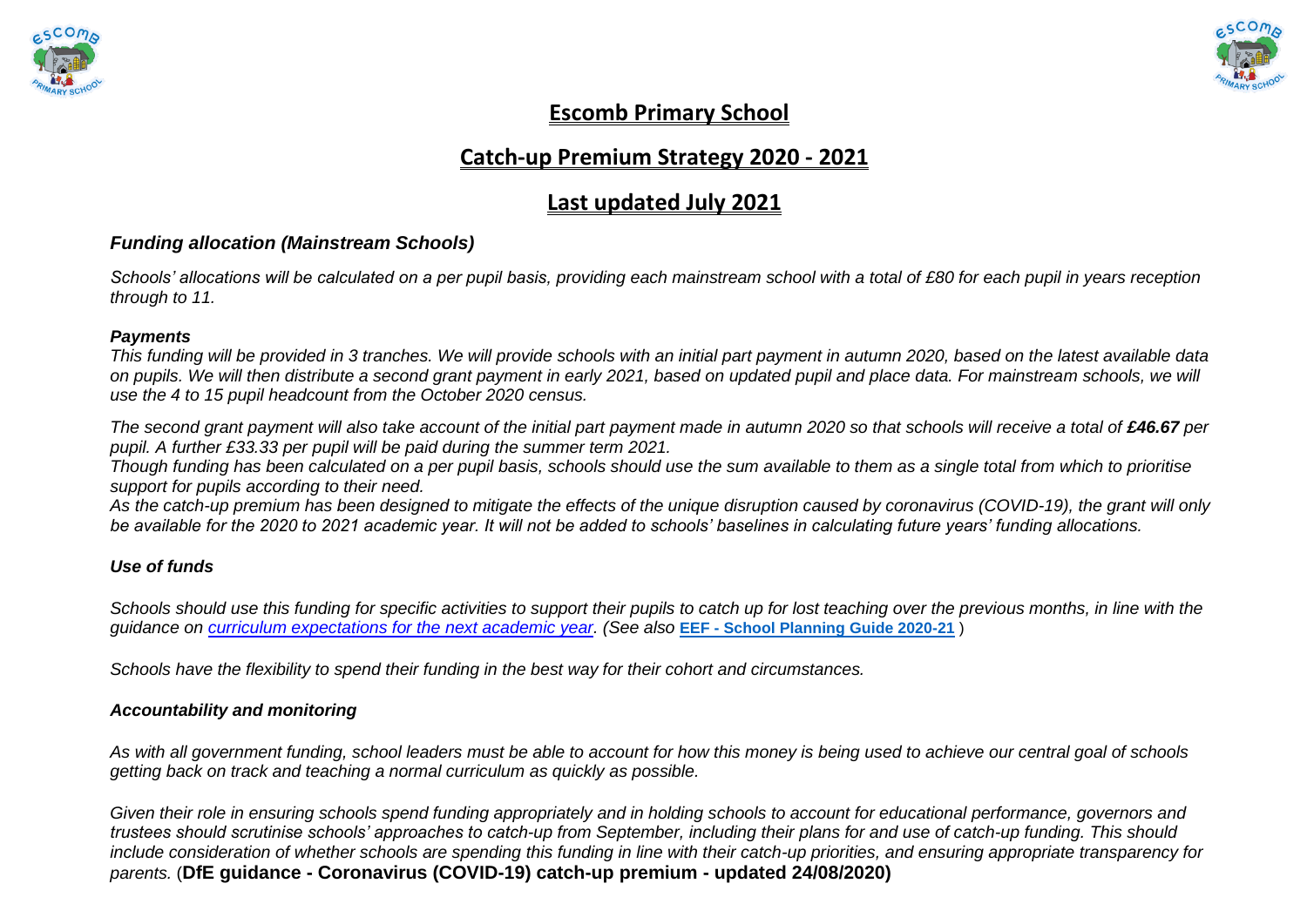# Escomb Primary School

## Catch-up Premium Strategy 2020 - 2021

## Last updated July 2021

### *Funding allocation (Mainstream Schools)*

*Schools' allocations will be calculated on a per pupil basis, providing each mainstream school with a total of £80 for each pupil in years reception through to 11.*

***Payments***

*This funding will be provided in 3 tranches. We will provide schools with an initial part payment in autumn 2020, based on the latest available data on pupils. We will then distribute a second grant payment in early 2021, based on updated pupil and place data. For mainstream schools, we will use the 4 to 15 pupil headcount from the October 2020 census.*

*The second grant payment will also take account of the initial part payment made in autumn 2020 so that schools will receive a total of **£46.67** per pupil. A further £33.33 per pupil will be paid during the summer term 2021.*

*Though funding has been calculated on a per pupil basis, schools should use the sum available to them as a single total from which to prioritise support for pupils according to their need.*

*As the catch-up premium has been designed to mitigate the effects of the unique disruption caused by coronavirus (COVID-19), the grant will only be available for the 2020 to 2021 academic year. It will not be added to schools' baselines in calculating future years' funding allocations.*

### *Use of funds*

*Schools should use this funding for specific activities to support their pupils to catch up for lost teaching over the previous months, in line with the guidance on [curriculum expectations for the next academic year](). (See also* **[EEF - School Planning Guide 2020-21]()** *)*

*Schools have the flexibility to spend their funding in the best way for their cohort and circumstances.*

### *Accountability and monitoring*

*As with all government funding, school leaders must be able to account for how this money is being used to achieve our central goal of schools getting back on track and teaching a normal curriculum as quickly as possible.*

*Given their role in ensuring schools spend funding appropriately and in holding schools to account for educational performance, governors and trustees should scrutinise schools' approaches to catch-up from September, including their plans for and use of catch-up funding. This should include consideration of whether schools are spending this funding in line with their catch-up priorities, and ensuring appropriate transparency for parents.* (**DfE guidance - Coronavirus (COVID-19) catch-up premium - updated 24/08/2020)**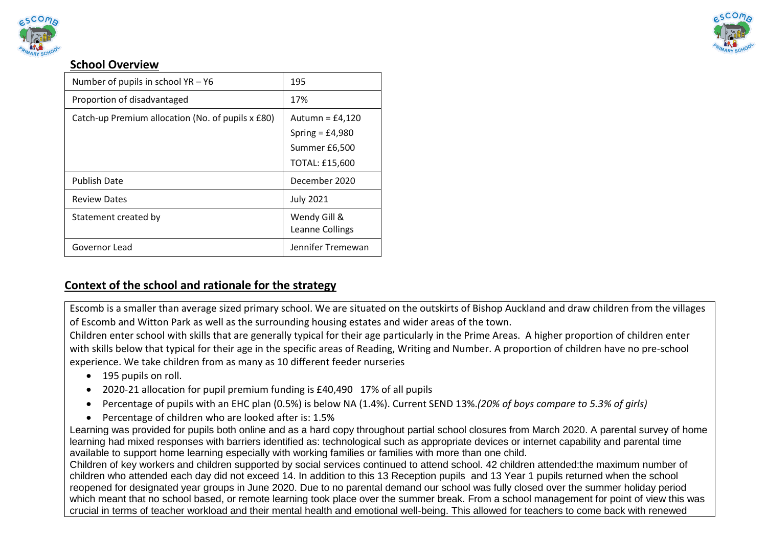## School Overview

| Number of pupils in school YR – Y6 | 195 |
|---|---|
| Proportion of disadvantaged | 17% |
| Catch-up Premium allocation (No. of pupils x £80) | Autumn = £4,120<br>Spring = £4,980<br>Summer £6,500<br>TOTAL: £15,600 |
| Publish Date | December 2020 |
| Review Dates | July 2021 |
| Statement created by | Wendy Gill & Leanne Collings |
| Governor Lead | Jennifer Tremewan |

## Context of the school and rationale for the strategy

Escomb is a smaller than average sized primary school. We are situated on the outskirts of Bishop Auckland and draw children from the villages of Escomb and Witton Park as well as the surrounding housing estates and wider areas of the town.

Children enter school with skills that are generally typical for their age particularly in the Prime Areas. A higher proportion of children enter with skills below that typical for their age in the specific areas of Reading, Writing and Number. A proportion of children have no pre-school experience. We take children from as many as 10 different feeder nurseries

- 195 pupils on roll.
- 2020-21 allocation for pupil premium funding is £40,490 17% of all pupils
- Percentage of pupils with an EHC plan (0.5%) is below NA (1.4%). Current SEND 13%.*(20% of boys compare to 5.3% of girls)*
- Percentage of children who are looked after is: 1.5%

Learning was provided for pupils both online and as a hard copy throughout partial school closures from March 2020. A parental survey of home learning had mixed responses with barriers identified as: technological such as appropriate devices or internet capability and parental time available to support home learning especially with working families or families with more than one child.

Children of key workers and children supported by social services continued to attend school. 42 children attended:the maximum number of children who attended each day did not exceed 14. In addition to this 13 Reception pupils and 13 Year 1 pupils returned when the school reopened for designated year groups in June 2020. Due to no parental demand our school was fully closed over the summer holiday period which meant that no school based, or remote learning took place over the summer break. From a school management for point of view this was crucial in terms of teacher workload and their mental health and emotional well-being. This allowed for teachers to come back with renewed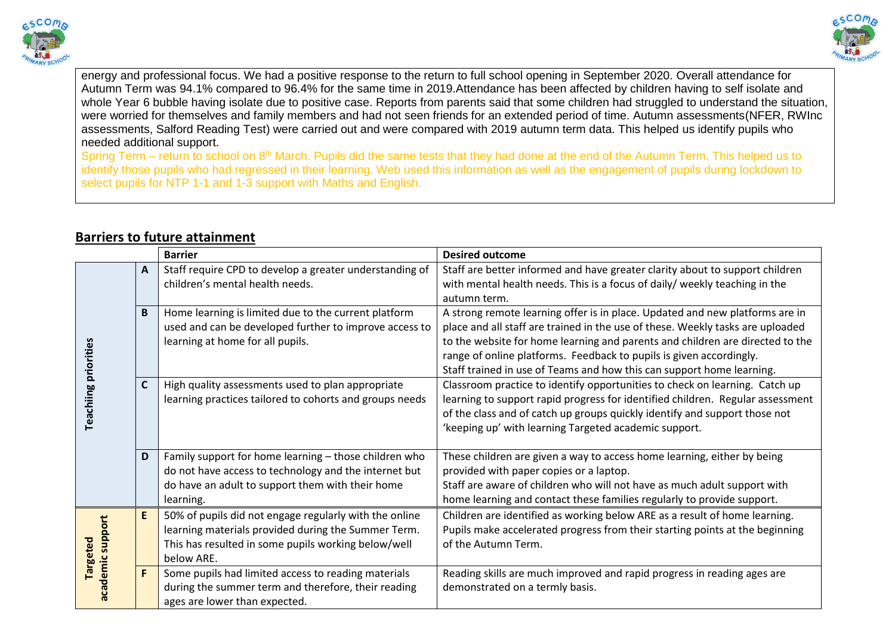energy and professional focus. We had a positive response to the return to full school opening in September 2020. Overall attendance for Autumn Term was 94.1% compared to 96.4% for the same time in 2019.Attendance has been affected by children having to self isolate and whole Year 6 bubble having isolate due to positive case. Reports from parents said that some children had struggled to understand the situation, were worried for themselves and family members and had not seen friends for an extended period of time. Autumn assessments(NFER, RWInc assessments, Salford Reading Test) were carried out and were compared with 2019 autumn term data. This helped us identify pupils who needed additional support.

Spring Term – return to school on 8th March. Pupils did the same tests that they had done at the end of the Autumn Term. This helped us to identify those pupils who had regressed in their learning. Web used this information as well as the engagement of pupils during lockdown to select pupils for NTP 1-1 and 1-3 support with Maths and English.

## Barriers to future attainment

| | | Barrier | Desired outcome |
|---|---|---|---|
| Teaching priorities | A | Staff require CPD to develop a greater understanding of children's mental health needs. | Staff are better informed and have greater clarity about to support children with mental health needs. This is a focus of daily/ weekly teaching in the autumn term. |
| | B | Home learning is limited due to the current platform used and can be developed further to improve access to learning at home for all pupils. | A strong remote learning offer is in place. Updated and new platforms are in place and all staff are trained in the use of these. Weekly tasks are uploaded to the website for home learning and parents and children are directed to the range of online platforms. Feedback to pupils is given accordingly. Staff trained in use of Teams and how this can support home learning. |
| | C | High quality assessments used to plan appropriate learning practices tailored to cohorts and groups needs | Classroom practice to identify opportunities to check on learning. Catch up learning to support rapid progress for identified children. Regular assessment of the class and of catch up groups quickly identify and support those not 'keeping up' with learning Targeted academic support. |
| | D | Family support for home learning – those children who do not have access to technology and the internet but do have an adult to support them with their home learning. | These children are given a way to access home learning, either by being provided with paper copies or a laptop. Staff are aware of children who will not have as much adult support with home learning and contact these families regularly to provide support. |
| Targeted academic support | E | 50% of pupils did not engage regularly with the online learning materials provided during the Summer Term. This has resulted in some pupils working below/well below ARE. | Children are identified as working below ARE as a result of home learning. Pupils make accelerated progress from their starting points at the beginning of the Autumn Term. |
| | F | Some pupils had limited access to reading materials during the summer term and therefore, their reading ages are lower than expected. | Reading skills are much improved and rapid progress in reading ages are demonstrated on a termly basis. |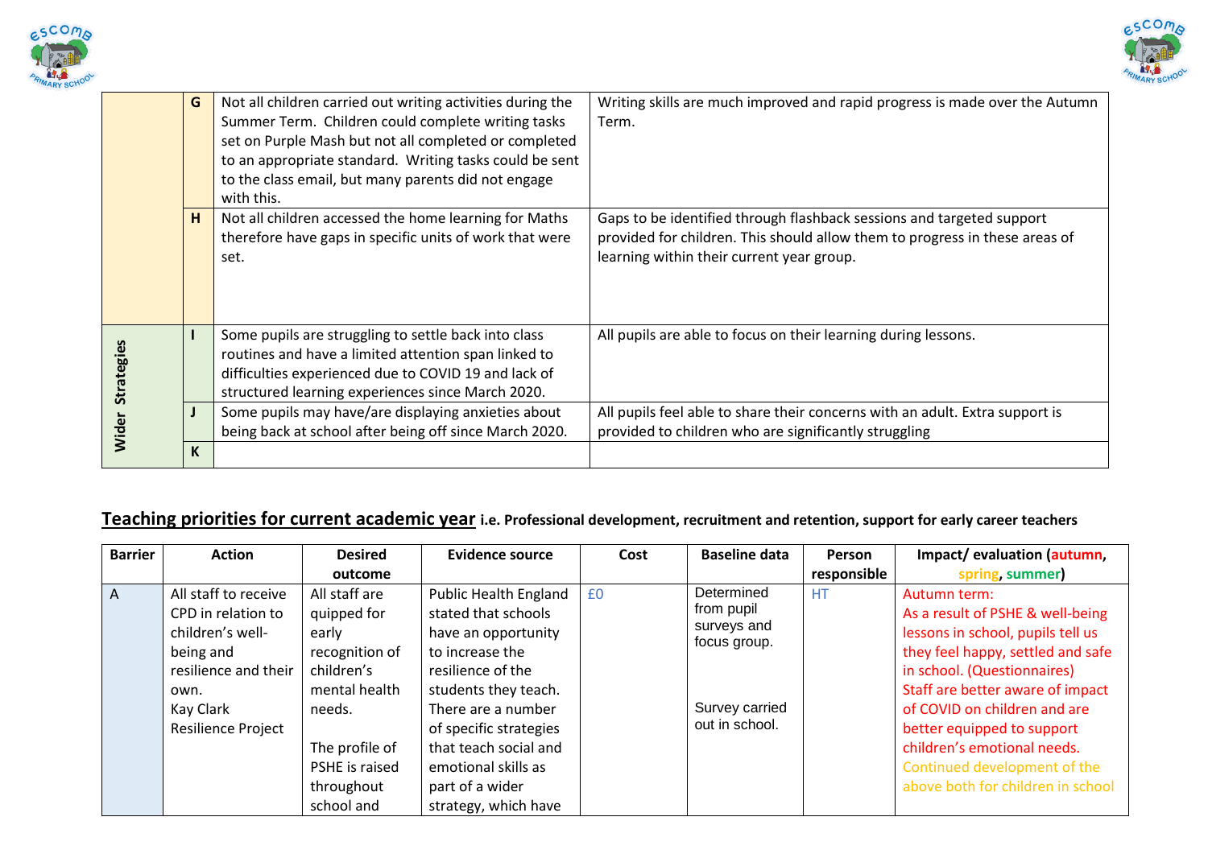| | | | |
|---|---|---|---|
| | G | Not all children carried out writing activities during the Summer Term. Children could complete writing tasks set on Purple Mash but not all completed or completed to an appropriate standard. Writing tasks could be sent to the class email, but many parents did not engage with this. | Writing skills are much improved and rapid progress is made over the Autumn Term. |
| | H | Not all children accessed the home learning for Maths therefore have gaps in specific units of work that were set. | Gaps to be identified through flashback sessions and targeted support provided for children. This should allow them to progress in these areas of learning within their current year group. |
| Wider Strategies | I | Some pupils are struggling to settle back into class routines and have a limited attention span linked to difficulties experienced due to COVID 19 and lack of structured learning experiences since March 2020. | All pupils are able to focus on their learning during lessons. |
| | J | Some pupils may have/are displaying anxieties about being back at school after being off since March 2020. | All pupils feel able to share their concerns with an adult. Extra support is provided to children who are significantly struggling |
| | K | | |

## Teaching priorities for current academic year **i.e. Professional development, recruitment and retention, support for early career teachers**

| Barrier | Action | Desired outcome | Evidence source | Cost | Baseline data | Person responsible | Impact/ evaluation (autumn, spring, summer) |
|---|---|---|---|---|---|---|---|
| A | All staff to receive CPD in relation to children's well-being and resilience and their own.<br>Kay Clark Resilience Project | All staff are quipped for early recognition of children's mental health needs.<br><br>The profile of PSHE is raised throughout school and | Public Health England stated that schools have an opportunity to increase the resilience of the students they teach. There are a number of specific strategies that teach social and emotional skills as part of a wider strategy, which have | £0 | Determined from pupil surveys and focus group.<br><br>Survey carried out in school. | HT | Autumn term:<br>As a result of PSHE & well-being lessons in school, pupils tell us they feel happy, settled and safe in school. (Questionnaires)<br>Staff are better aware of impact of COVID on children and are better equipped to support children's emotional needs.<br>Continued development of the above both for children in school |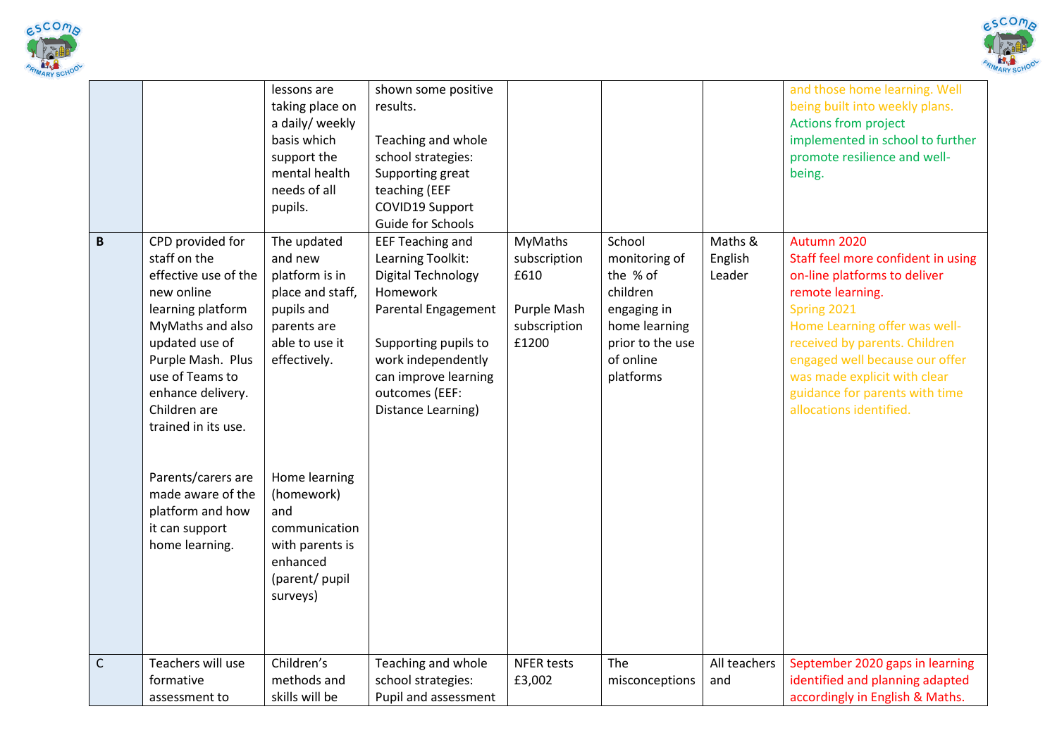| | | | | | | | |
|---|---|---|---|---|---|---|---|
| | | lessons are taking place on a daily/ weekly basis which support the mental health needs of all pupils. | shown some positive results.<br><br>Teaching and whole school strategies: Supporting great teaching (EEF COVID19 Support Guide for Schools | | | | and those home learning. Well being built into weekly plans.<br>Actions from project implemented in school to further promote resilience and well-being. |
| **B** | CPD provided for staff on the effective use of the new online learning platform MyMaths and also updated use of Purple Mash. Plus use of Teams to enhance delivery. Children are trained in its use.<br><br>Parents/carers are made aware of the platform and how it can support home learning. | The updated and new platform is in place and staff, pupils and parents are able to use it effectively.<br><br>Home learning (homework) and communication with parents is enhanced (parent/ pupil surveys) | EEF Teaching and Learning Toolkit: Digital Technology Homework Parental Engagement<br><br>Supporting pupils to work independently can improve learning outcomes (EEF: Distance Learning) | MyMaths subscription £610<br><br>Purple Mash subscription £1200 | School monitoring of the % of children engaging in home learning prior to the use of online platforms | Maths & English Leader | Autumn 2020<br>Staff feel more confident in using on-line platforms to deliver remote learning.<br>Spring 2021<br>Home Learning offer was well-received by parents. Children engaged well because our offer was made explicit with clear guidance for parents with time allocations identified. |
| C | Teachers will use formative assessment to | Children's methods and skills will be | Teaching and whole school strategies: Pupil and assessment | NFER tests £3,002 | The misconceptions | All teachers and | September 2020 gaps in learning identified and planning adapted accordingly in English & Maths. |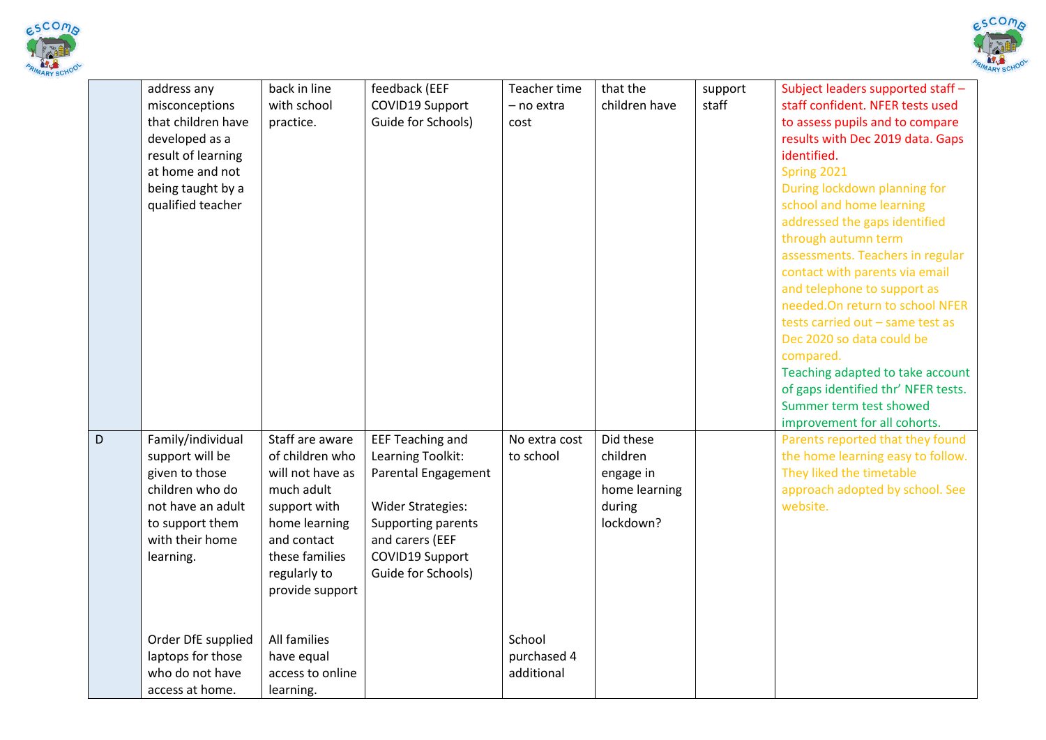| | | | | | | | |
|---|---|---|---|---|---|---|---|
| | address any misconceptions that children have developed as a result of learning at home and not being taught by a qualified teacher | back in line with school practice. | feedback (EEF COVID19 Support Guide for Schools) | Teacher time – no extra cost | that the children have | support staff | Subject leaders supported staff – staff confident. NFER tests used to assess pupils and to compare results with Dec 2019 data. Gaps identified.<br>Spring 2021<br>During lockdown planning for school and home learning addressed the gaps identified through autumn term assessments. Teachers in regular contact with parents via email and telephone to support as needed.On return to school NFER tests carried out – same test as Dec 2020 so data could be compared.<br>Teaching adapted to take account of gaps identified thr' NFER tests. Summer term test showed improvement for all cohorts. |
| D | Family/individual support will be given to those children who do not have an adult to support them with their home learning.<br><br>Order DfE supplied laptops for those who do not have access at home. | Staff are aware of children who will not have as much adult support with home learning and contact these families regularly to provide support<br><br>All families have equal access to online learning. | EEF Teaching and Learning Toolkit: Parental Engagement<br><br>Wider Strategies: Supporting parents and carers (EEF COVID19 Support Guide for Schools) | No extra cost to school<br><br>School purchased 4 additional | Did these children engage in home learning during lockdown? | | Parents reported that they found the home learning easy to follow. They liked the timetable approach adopted by school. See website. |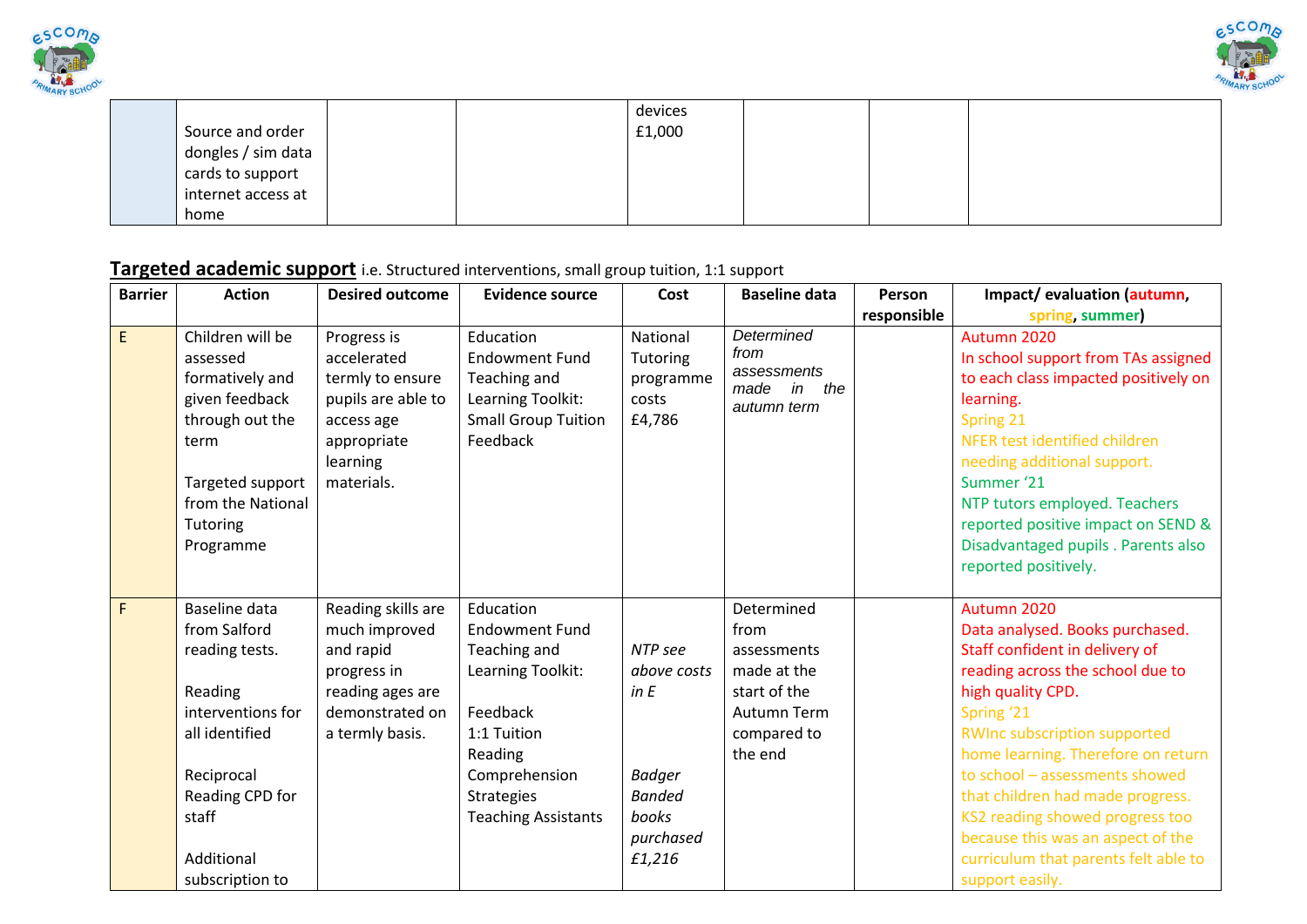| | | | | | | | |
|---|---|---|---|---|---|---|---|
| | Source and order dongles / sim data cards to support internet access at home | | | devices £1,000 | | | |

**Targeted academic support** i.e. Structured interventions, small group tuition, 1:1 support

| Barrier | Action | Desired outcome | Evidence source | Cost | Baseline data | Person responsible | Impact/ evaluation (autumn, spring, summer) |
|---|---|---|---|---|---|---|---|
| E | Children will be assessed formatively and given feedback through out the term<br><br>Targeted support from the National Tutoring Programme | Progress is accelerated termly to ensure pupils are able to access age appropriate learning materials. | Education Endowment Fund Teaching and Learning Toolkit: Small Group Tuition Feedback | National Tutoring programme costs £4,786 | *Determined from assessments made in the autumn term* | | Autumn 2020<br>In school support from TAs assigned to each class impacted positively on learning.<br>Spring 21<br>NFER test identified children needing additional support.<br>Summer '21<br>NTP tutors employed. Teachers reported positive impact on SEND & Disadvantaged pupils . Parents also reported positively. |
| F | Baseline data from Salford reading tests.<br><br>Reading interventions for all identified<br><br>Reciprocal Reading CPD for staff<br><br>Additional subscription to | Reading skills are much improved and rapid progress in reading ages are demonstrated on a termly basis. | Education Endowment Fund Teaching and Learning Toolkit:<br><br>Feedback<br>1:1 Tuition<br>Reading Comprehension Strategies<br>Teaching Assistants | *NTP see above costs in E*<br><br>*Badger Banded books purchased £1,216* | Determined from assessments made at the start of the Autumn Term compared to the end | | Autumn 2020<br>Data analysed. Books purchased. Staff confident in delivery of reading across the school due to high quality CPD.<br>Spring '21<br>RWInc subscription supported home learning. Therefore on return to school – assessments showed that children had made progress. KS2 reading showed progress too because this was an aspect of the curriculum that parents felt able to support easily. |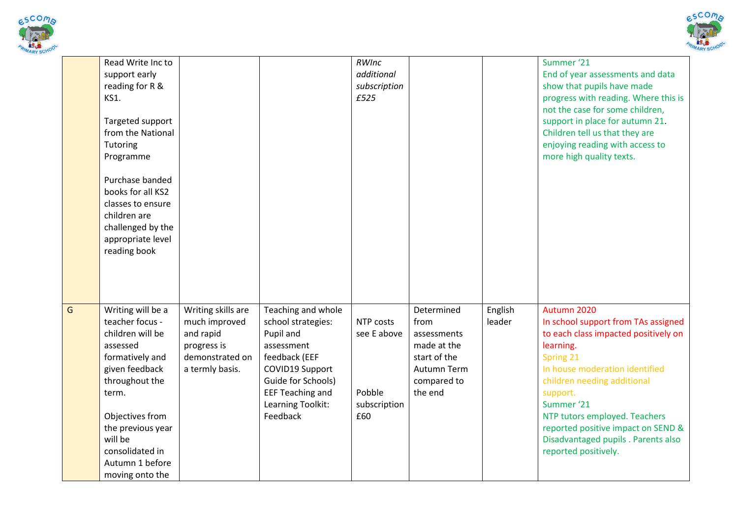| | | | | | | | |
|---|---|---|---|---|---|---|---|
| | Read Write Inc to support early reading for R & KS1.<br><br>Targeted support from the National Tutoring Programme<br><br>Purchase banded books for all KS2 classes to ensure children are challenged by the appropriate level reading book | | | *RWInc additional subscription £525* | | | Summer '21<br>End of year assessments and data show that pupils have made progress with reading. Where this is not the case for some children, support in place for autumn 21. Children tell us that they are enjoying reading with access to more high quality texts. |
| G | Writing will be a teacher focus - children will be assessed formatively and given feedback throughout the term.<br><br>Objectives from the previous year will be consolidated in Autumn 1 before moving onto the | Writing skills are much improved and rapid progress is demonstrated on a termly basis. | Teaching and whole school strategies: Pupil and assessment feedback (EEF COVID19 Support Guide for Schools) EEF Teaching and Learning Toolkit: Feedback | NTP costs see E above<br><br>Pobble subscription £60 | Determined from assessments made at the start of the Autumn Term compared to the end | English leader | Autumn 2020<br>In school support from TAs assigned to each class impacted positively on learning.<br>Spring 21<br>In house moderation identified children needing additional support.<br>Summer '21<br>NTP tutors employed. Teachers reported positive impact on SEND & Disadvantaged pupils . Parents also reported positively. |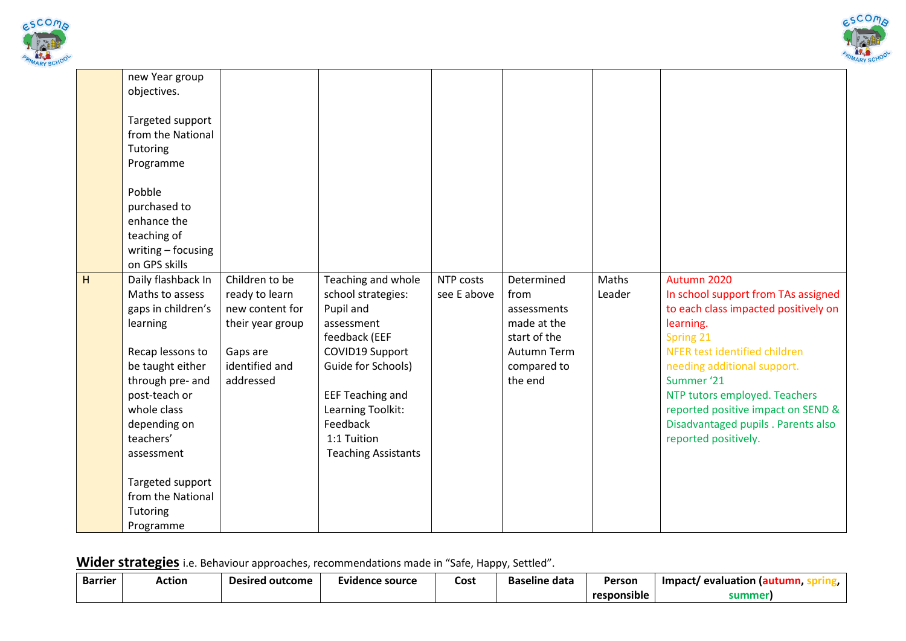| | | | | | | | |
|---|---|---|---|---|---|---|---|
| | new Year group objectives.<br><br>Targeted support from the National Tutoring Programme<br><br>Pobble purchased to enhance the teaching of writing – focusing on GPS skills | | | | | | |
| H | Daily flashback In Maths to assess gaps in children's learning<br><br>Recap lessons to be taught either through pre- and post-teach or whole class depending on teachers' assessment<br><br>Targeted support from the National Tutoring Programme | Children to be ready to learn new content for their year group<br><br>Gaps are identified and addressed | Teaching and whole school strategies: Pupil and assessment feedback (EEF COVID19 Support Guide for Schools)<br><br>EEF Teaching and Learning Toolkit: Feedback<br>1:1 Tuition<br>Teaching Assistants | NTP costs see E above | Determined from assessments made at the start of the Autumn Term compared to the end | Maths Leader | Autumn 2020<br>In school support from TAs assigned to each class impacted positively on learning.<br>Spring 21<br>NFER test identified children needing additional support.<br>Summer '21<br>NTP tutors employed. Teachers reported positive impact on SEND & Disadvantaged pupils . Parents also reported positively. |

## **Wider strategies** i.e. Behaviour approaches, recommendations made in "Safe, Happy, Settled".

| Barrier | Action | Desired outcome | Evidence source | Cost | Baseline data | Person responsible | Impact/ evaluation (autumn, spring, summer) |
|---|---|---|---|---|---|---|---|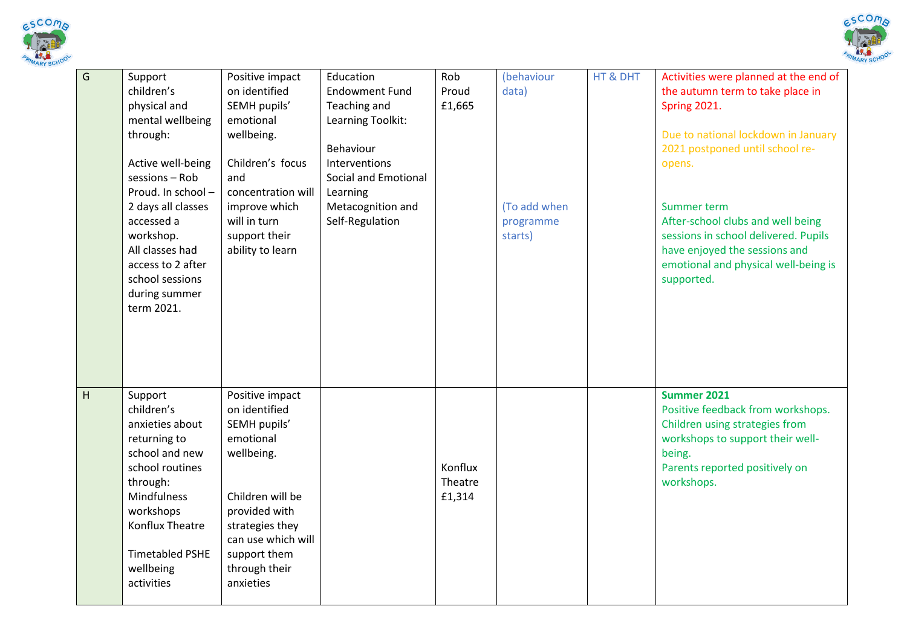| G | Support children's physical and mental wellbeing through:<br><br>Active well-being sessions – Rob Proud. In school – 2 days all classes accessed a workshop.<br>All classes had access to 2 after school sessions during summer term 2021. | Positive impact on identified SEMH pupils' emotional wellbeing.<br><br>Children's focus and concentration will improve which will in turn support their ability to learn | Education Endowment Fund Teaching and Learning Toolkit:<br><br>Behaviour Interventions<br>Social and Emotional Learning<br>Metacognition and Self-Regulation | Rob Proud £1,665 | (behaviour data)<br><br>(To add when programme starts) | HT & DHT | Activities were planned at the end of the autumn term to take place in Spring 2021.<br><br>Due to national lockdown in January 2021 postponed until school re-opens.<br><br>Summer term<br>After-school clubs and well being sessions in school delivered. Pupils have enjoyed the sessions and emotional and physical well-being is supported. |
|---|---|---|---|---|---|---|---|
| H | Support children's anxieties about returning to school and new school routines through:<br>Mindfulness workshops<br>Konflux Theatre<br><br>Timetabled PSHE wellbeing activities | Positive impact on identified SEMH pupils' emotional wellbeing.<br><br>Children will be provided with strategies they can use which will support them through their anxieties | | Konflux Theatre £1,314 | | | **Summer 2021**<br>Positive feedback from workshops.<br>Children using strategies from workshops to support their well-being.<br>Parents reported positively on workshops. |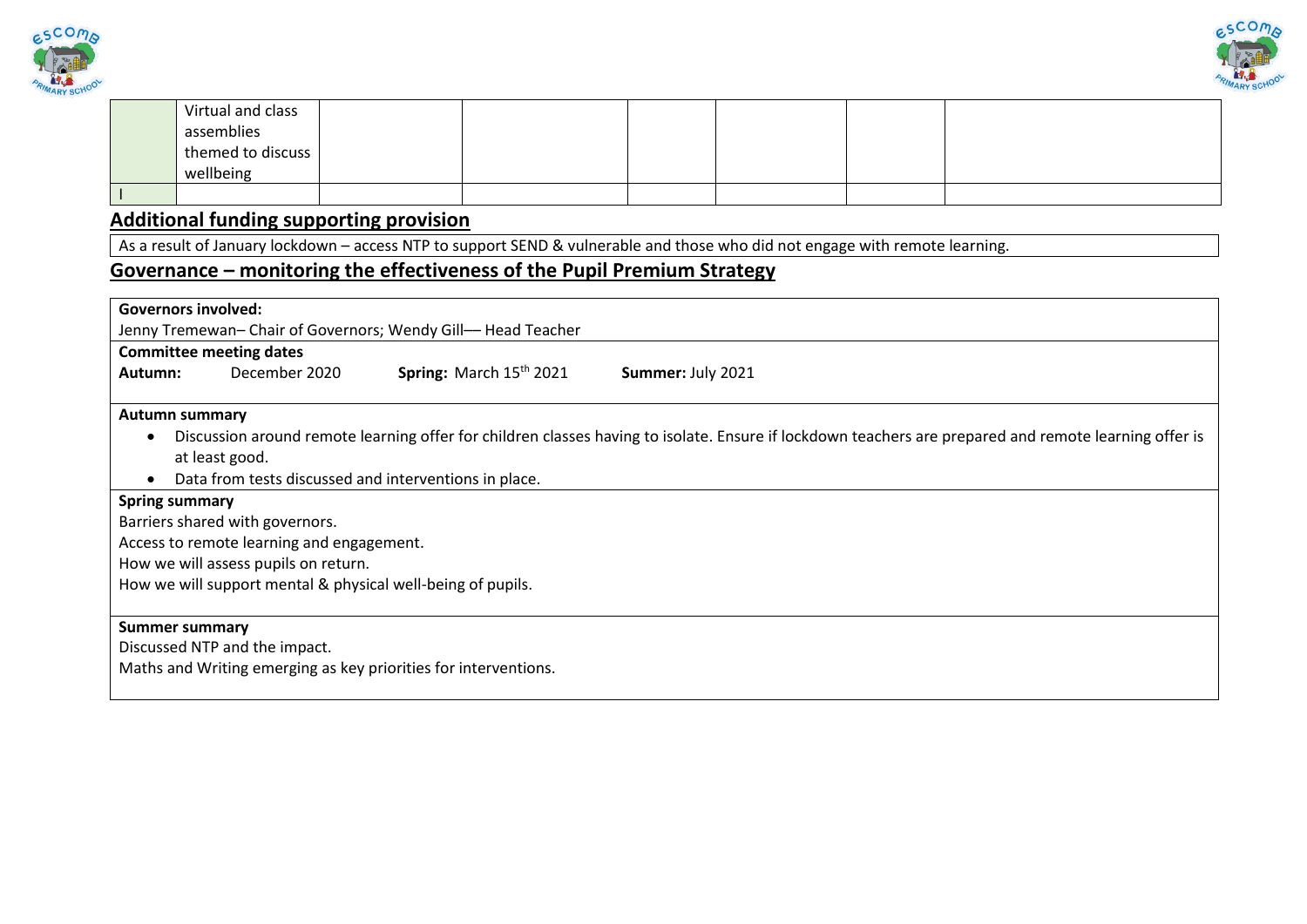| | | | | | | | |
|---|---|---|---|---|---|---|---|
| | Virtual and class assemblies themed to discuss wellbeing | | | | | | |
| I | | | | | | | |

## Additional funding supporting provision

As a result of January lockdown – access NTP to support SEND & vulnerable and those who did not engage with remote learning.

## Governance – monitoring the effectiveness of the Pupil Premium Strategy

**Governors involved:**
Jenny Tremewan– Chair of Governors; Wendy Gill–– Head Teacher

**Committee meeting dates**
**Autumn:** December 2020 **Spring:** March 15th 2021 **Summer:** July 2021

**Autumn summary**

- Discussion around remote learning offer for children classes having to isolate. Ensure if lockdown teachers are prepared and remote learning offer is at least good.
- Data from tests discussed and interventions in place.

**Spring summary**
Barriers shared with governors.
Access to remote learning and engagement.
How we will assess pupils on return.
How we will support mental & physical well-being of pupils.

**Summer summary**
Discussed NTP and the impact.
Maths and Writing emerging as key priorities for interventions.